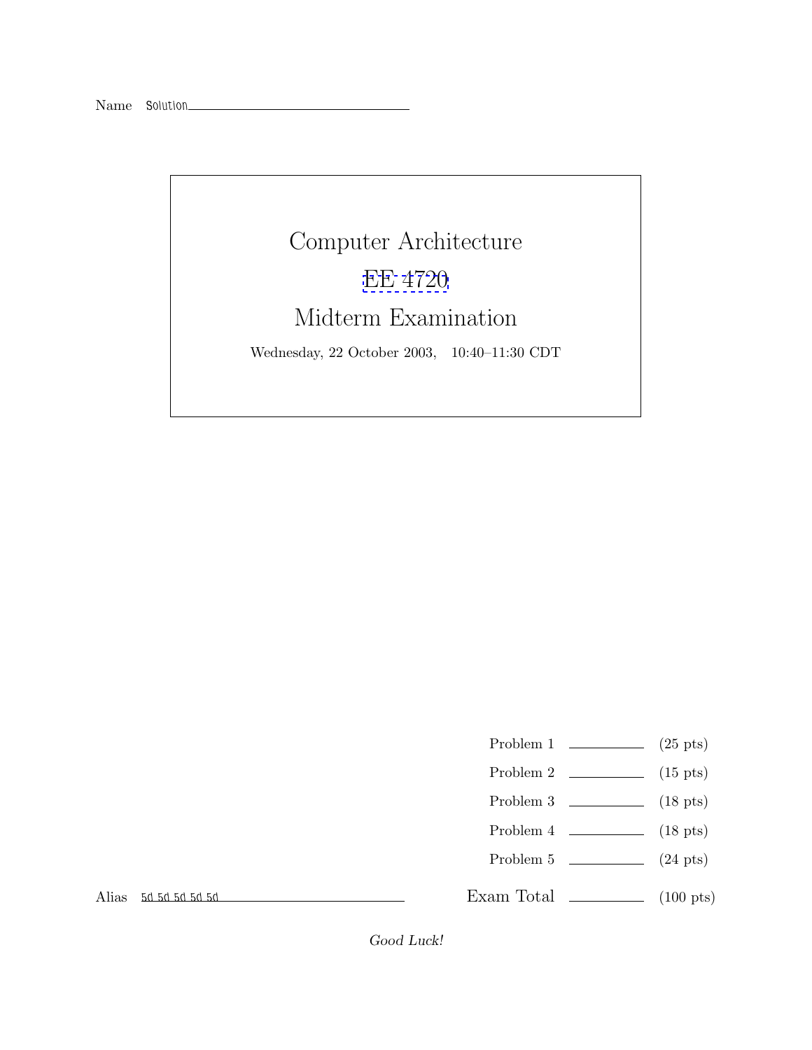Name Solution

# Computer Architecture

## EE 4720

## Midterm Examination

Wednesday, 22 October 2003, 10:40–11:30 CDT

| | | |
|---|---|---|
| Problem 1 | | (25 pts) |
| Problem 2 | | (15 pts) |
| Problem 3 | | (18 pts) |
| Problem 4 | | (18 pts) |
| Problem 5 | | (24 pts) |
| Exam Total | | (100 pts) |

Alias 5d 5d 5d 5d 5d

*Good Luck!*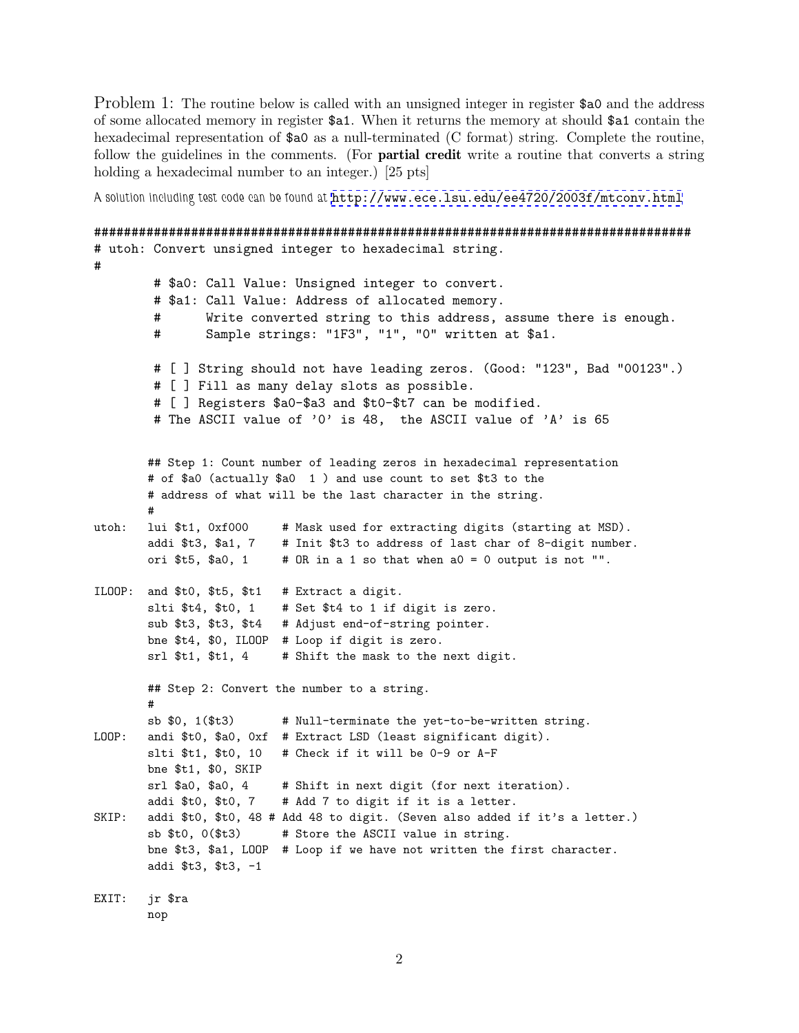Problem 1: The routine below is called with an unsigned integer in register `$a0` and the address of some allocated memory in register `$a1`. When it returns the memory at should `$a1` contain the hexadecimal representation of `$a0` as a null-terminated (C format) string. Complete the routine, follow the guidelines in the comments. (For **partial credit** write a routine that converts a string holding a hexadecimal number to an integer.) [25 pts]

A solution including test code can be found at http://www.ece.lsu.edu/ee4720/2003f/mtconv.html

```
################################################################################
# utoh: Convert unsigned integer to hexadecimal string.
#
        # $a0: Call Value: Unsigned integer to convert.
        # $a1: Call Value: Address of allocated memory.
        #      Write converted string to this address, assume there is enough.
        #      Sample strings: "1F3", "1", "0" written at $a1.

        # [ ] String should not have leading zeros. (Good: "123", Bad "00123".)
        # [ ] Fill as many delay slots as possible.
        # [ ] Registers $a0-$a3 and $t0-$t7 can be modified.
        # The ASCII value of '0' is 48,  the ASCII value of 'A' is 65


        ## Step 1: Count number of leading zeros in hexadecimal representation
        # of $a0 (actually $a0  1 ) and use count to set $t3 to the
        # address of what will be the last character in the string.
        #
utoh:   lui $t1, 0xf000     # Mask used for extracting digits (starting at MSD).
        addi $t3, $a1, 7    # Init $t3 to address of last char of 8-digit number.
        ori $t5, $a0, 1     # OR in a 1 so that when a0 = 0 output is not "".

ILOOP:  and $t0, $t5, $t1   # Extract a digit.
        slti $t4, $t0, 1    # Set $t4 to 1 if digit is zero.
        sub $t3, $t3, $t4   # Adjust end-of-string pointer.
        bne $t4, $0, ILOOP  # Loop if digit is zero.
        srl $t1, $t1, 4     # Shift the mask to the next digit.

        ## Step 2: Convert the number to a string.
        #
        sb $0, 1($t3)       # Null-terminate the yet-to-be-written string.
LOOP:   andi $t0, $a0, 0xf  # Extract LSD (least significant digit).
        slti $t1, $t0, 10   # Check if it will be 0-9 or A-F
        bne $t1, $0, SKIP
        srl $a0, $a0, 4     # Shift in next digit (for next iteration).
        addi $t0, $t0, 7    # Add 7 to digit if it is a letter.
SKIP:   addi $t0, $t0, 48 # Add 48 to digit. (Seven also added if it's a letter.)
        sb $t0, 0($t3)      # Store the ASCII value in string.
        bne $t3, $a1, LOOP  # Loop if we have not written the first character.
        addi $t3, $t3, -1

EXIT:   jr $ra
        nop
```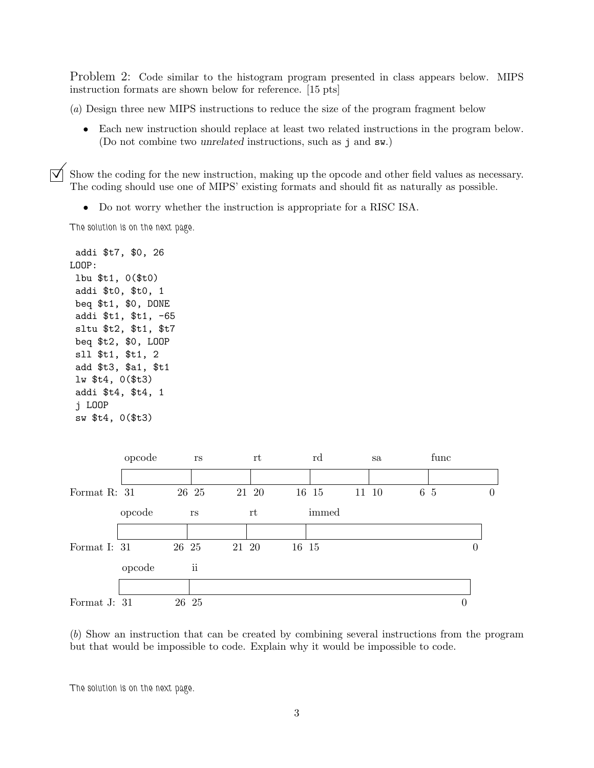Problem 2: Code similar to the histogram program presented in class appears below. MIPS instruction formats are shown below for reference. [15 pts]

(*a*) Design three new MIPS instructions to reduce the size of the program fragment below

- Each new instruction should replace at least two related instructions in the program below. (Do not combine two *unrelated* instructions, such as `j` and `sw`.)

☑ Show the coding for the new instruction, making up the opcode and other field values as necessary. The coding should use one of MIPS' existing formats and should fit as naturally as possible.

- Do not worry whether the instruction is appropriate for a RISC ISA.

*The solution is on the next page.*

```
 addi $t7, $0, 26
LOOP:
 lbu $t1, 0($t0)
 addi $t0, $t0, 1
 beq $t1, $0, DONE
 addi $t1, $t1, -65
 sltu $t2, $t1, $t7
 beq $t2, $0, LOOP
 sll $t1, $t1, 2
 add $t3, $a1, $t1
 lw $t4, 0($t3)
 addi $t4, $t4, 1
 j LOOP
 sw $t4, 0($t3)
```

Format R:

| opcode | rs | rt | rd | sa | func |
|---|---|---|---|---|---|
| 31 26 | 25 21 | 20 16 | 15 11 | 10 6 | 5 0 |

Format I:

| opcode | rs | rt | immed |
|---|---|---|---|
| 31 26 | 25 21 | 20 16 | 15 0 |

Format J:

| opcode | ii |
|---|---|
| 31 26 | 25 0 |

(*b*) Show an instruction that can be created by combining several instructions from the program but that would be impossible to code. Explain why it would be impossible to code.

*The solution is on the next page.*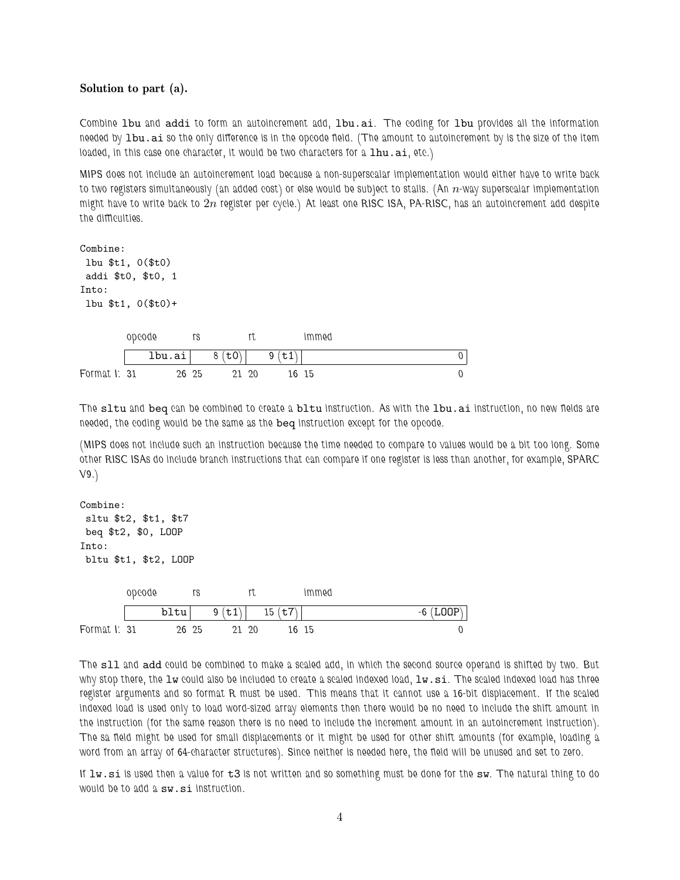**Solution to part (a).**

Combine lbu and addi to form an autoincrement add, lbu.ai. The coding for lbu provides all the information needed by lbu.ai so the only difference is in the opcode field. (The amount to autoincrement by is the size of the item loaded, in this case one character, it would be two characters for a lhu.ai, etc.)

MIPS does not include an autoincrement load because a non-superscalar implementation would either have to write back to two registers simultaneously (an added cost) or else would be subject to stalls. (An $n$-way superscalar implementation might have to write back to $2n$ register per cycle.) At least one RISC ISA, PA-RISC, has an autoincrement add despite the difficulties.

```
Combine:
 lbu $t1, 0($t0)
 addi $t0, $t0, 1
Into:
 lbu $t1, 0($t0)+
```

| | opcode | rs | rt | immed |
|---|---|---|---|---|
| | lbu.ai | 8 (t0) | 9 (t1) | 0 |
| Format I: | 31 26 | 25 21 | 20 16 | 15 0 |

The sltu and beq can be combined to create a bltu instruction. As with the lbu.ai instruction, no new fields are needed, the coding would be the same as the beq instruction except for the opcode.

(MIPS does not include such an instruction because the time needed to compare to values would be a bit too long. Some other RISC ISAs do include branch instructions that can compare if one register is less than another, for example, SPARC V9.)

```
Combine:
 sltu $t2, $t1, $t7
 beq $t2, $0, LOOP
Into:
 bltu $t1, $t2, LOOP
```

| | opcode | rs | rt | immed |
|---|---|---|---|---|
| | bltu | 9 (t1) | 15 (t7) | -6 (LOOP) |
| Format I: | 31 26 | 25 21 | 20 16 | 15 0 |

The sll and add could be combined to make a scaled add, in which the second source operand is shifted by two. But why stop there, the lw could also be included to create a scaled indexed load, lw.si. The scaled indexed load has three register arguments and so format R must be used. This means that it cannot use a 16-bit displacement. If the scaled indexed load is used only to load word-sized array elements then there would be no need to include the shift amount in the instruction (for the same reason there is no need to include the increment amount in an autoincrement instruction). The sa field might be used for small displacements or it might be used for other shift amounts (for example, loading a word from an array of 64-character structures). Since neither is needed here, the field will be unused and set to zero.

If lw.si is used then a value for t3 is not written and so something must be done for the sw. The natural thing to do would be to add a sw.si instruction.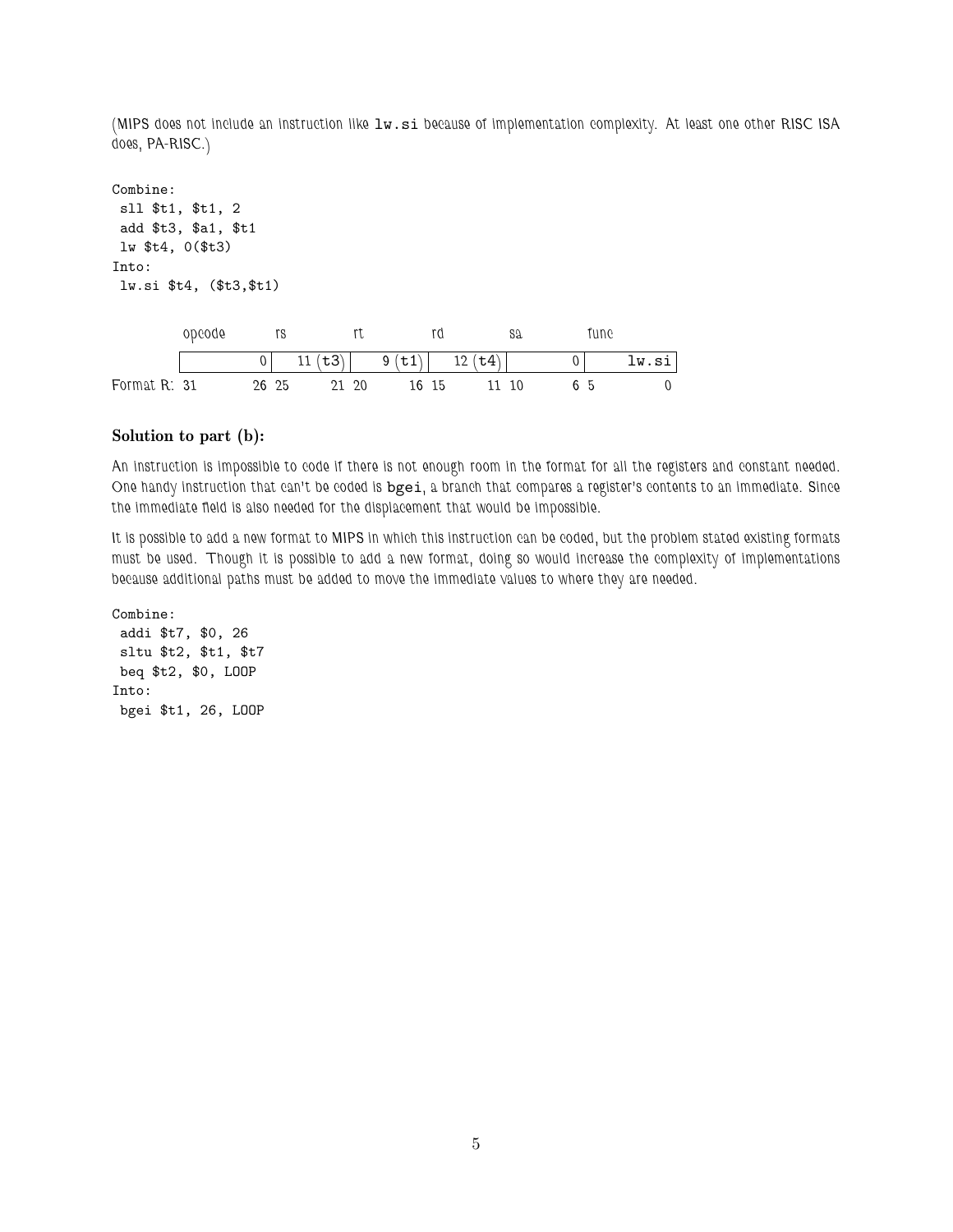(MIPS does not include an instruction like `lw.si` because of implementation complexity. At least one other RISC ISA does, PA-RISC.)

```
Combine:
 sll $t1, $t1, 2
 add $t3, $a1, $t1
 lw $t4, 0($t3)
Into:
 lw.si $t4, ($t3,$t1)
```

| | opcode | rs | rt | rd | sa | func |
|---|---|---|---|---|---|---|
| | 0 | 11 (t3) | 9 (t1) | 12 (t4) | 0 | lw.si |
| Format R: | 31 26 | 25 21 | 20 16 | 15 11 | 10 6 | 5 0 |

### Solution to part (b):

An instruction is impossible to code if there is not enough room in the format for all the registers and constant needed. One handy instruction that can't be coded is `bgei`, a branch that compares a register's contents to an immediate. Since the immediate field is also needed for the displacement that would be impossible.

It is possible to add a new format to MIPS in which this instruction can be coded, but the problem stated existing formats must be used. Though it is possible to add a new format, doing so would increase the complexity of implementations because additional paths must be added to move the immediate values to where they are needed.

```
Combine:
 addi $t7, $0, 26
 sltu $t2, $t1, $t7
 beq $t2, $0, LOOP
Into:
 bgei $t1, 26, LOOP
```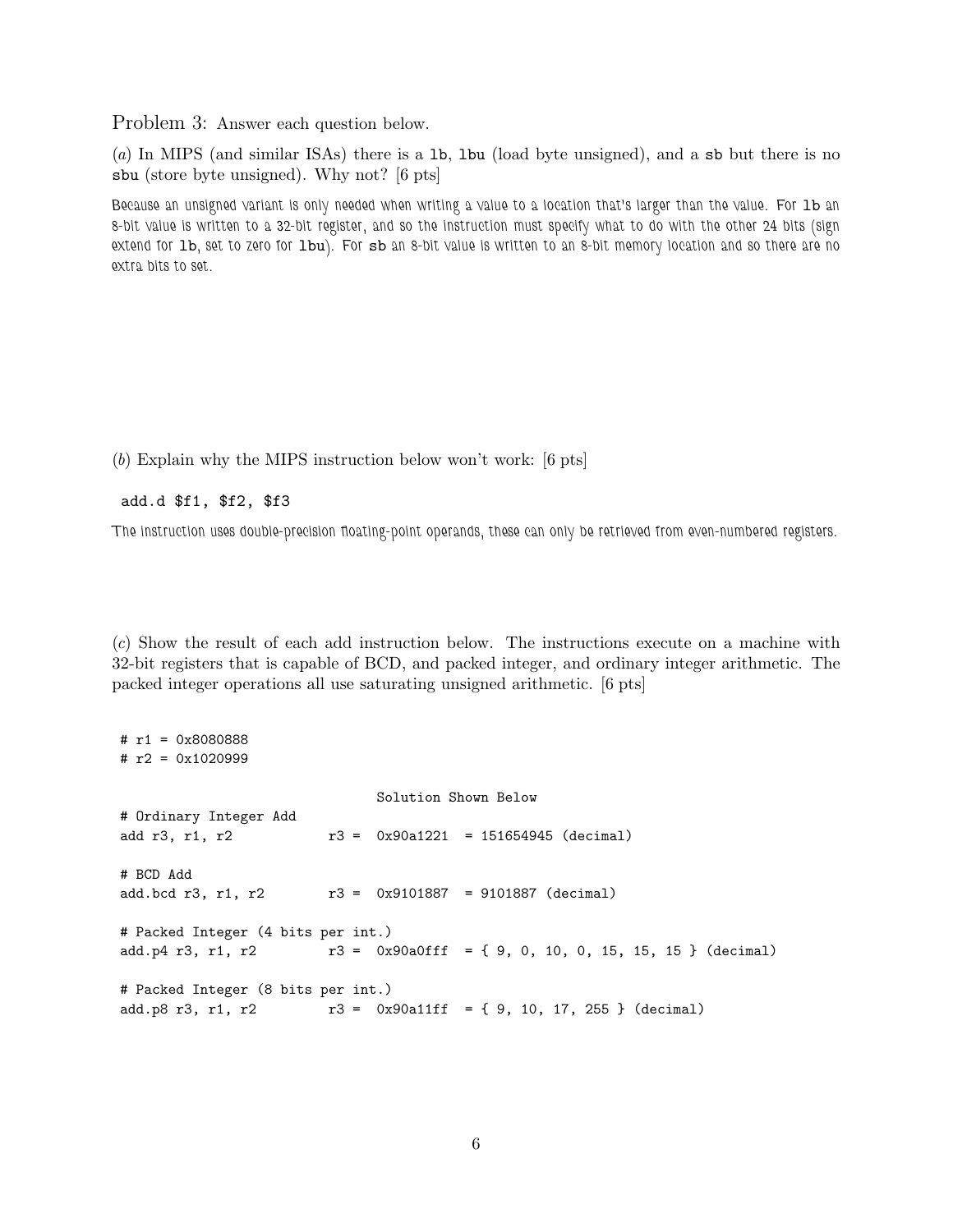Problem 3: Answer each question below.

(*a*) In MIPS (and similar ISAs) there is a `lb`, `lbu` (load byte unsigned), and a `sb` but there is no `sbu` (store byte unsigned). Why not? [6 pts]

Because an unsigned variant is only needed when writing a value to a location that's larger than the value. For `lb` an 8-bit value is written to a 32-bit register, and so the instruction must specify what to do with the other 24 bits (sign extend for `lb`, set to zero for `lbu`). For `sb` an 8-bit value is written to an 8-bit memory location and so there are no extra bits to set.

(*b*) Explain why the MIPS instruction below won't work: [6 pts]

```
add.d $f1, $f2, $f3
```

The instruction uses double-precision floating-point operands, these can only be retrieved from even-numbered registers.

(*c*) Show the result of each add instruction below. The instructions execute on a machine with 32-bit registers that is capable of BCD, and packed integer, and ordinary integer arithmetic. The packed integer operations all use saturating unsigned arithmetic. [6 pts]

```
# r1 = 0x8080888
# r2 = 0x1020999

                                 Solution Shown Below
# Ordinary Integer Add
add r3, r1, r2          r3 =  0x90a1221  = 151654945 (decimal)

# BCD Add
add.bcd r3, r1, r2      r3 =  0x9101887  = 9101887 (decimal)

# Packed Integer (4 bits per int.)
add.p4 r3, r1, r2       r3 =  0x90a0fff  = { 9, 0, 10, 0, 15, 15, 15 } (decimal)

# Packed Integer (8 bits per int.)
add.p8 r3, r1, r2       r3 =  0x90a11ff  = { 9, 10, 17, 255 } (decimal)
```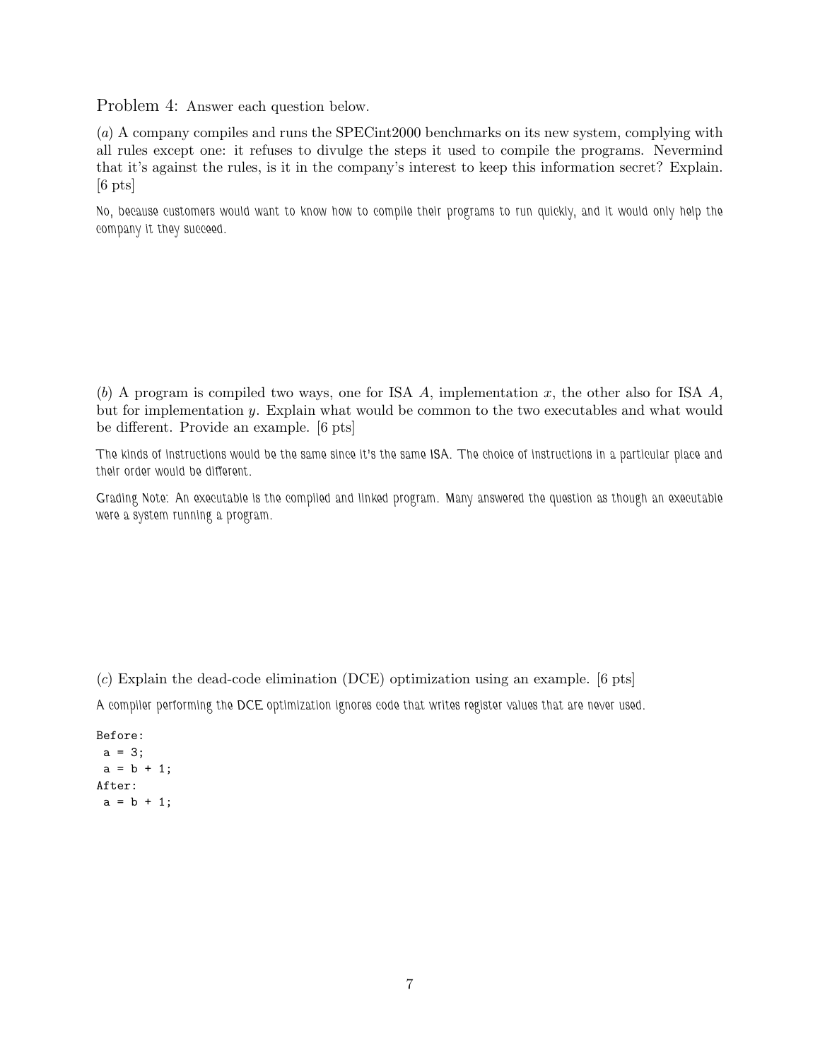Problem 4: Answer each question below.

(*a*) A company compiles and runs the SPECint2000 benchmarks on its new system, complying with all rules except one: it refuses to divulge the steps it used to compile the programs. Nevermind that it's against the rules, is it in the company's interest to keep this information secret? Explain. [6 pts]

No, because customers would want to know how to compile their programs to run quickly, and it would only help the company if they succeed.

(*b*) A program is compiled two ways, one for ISA $A$, implementation $x$, the other also for ISA $A$, but for implementation $y$. Explain what would be common to the two executables and what would be different. Provide an example. [6 pts]

The kinds of instructions would be the same since it's the same ISA. The choice of instructions in a particular place and their order would be different.

Grading Note: An executable is the compiled and linked program. Many answered the question as though an executable were a system running a program.

(*c*) Explain the dead-code elimination (DCE) optimization using an example. [6 pts]

A compiler performing the DCE optimization ignores code that writes register values that are never used.

```
Before:
 a = 3;
 a = b + 1;
After:
 a = b + 1;
```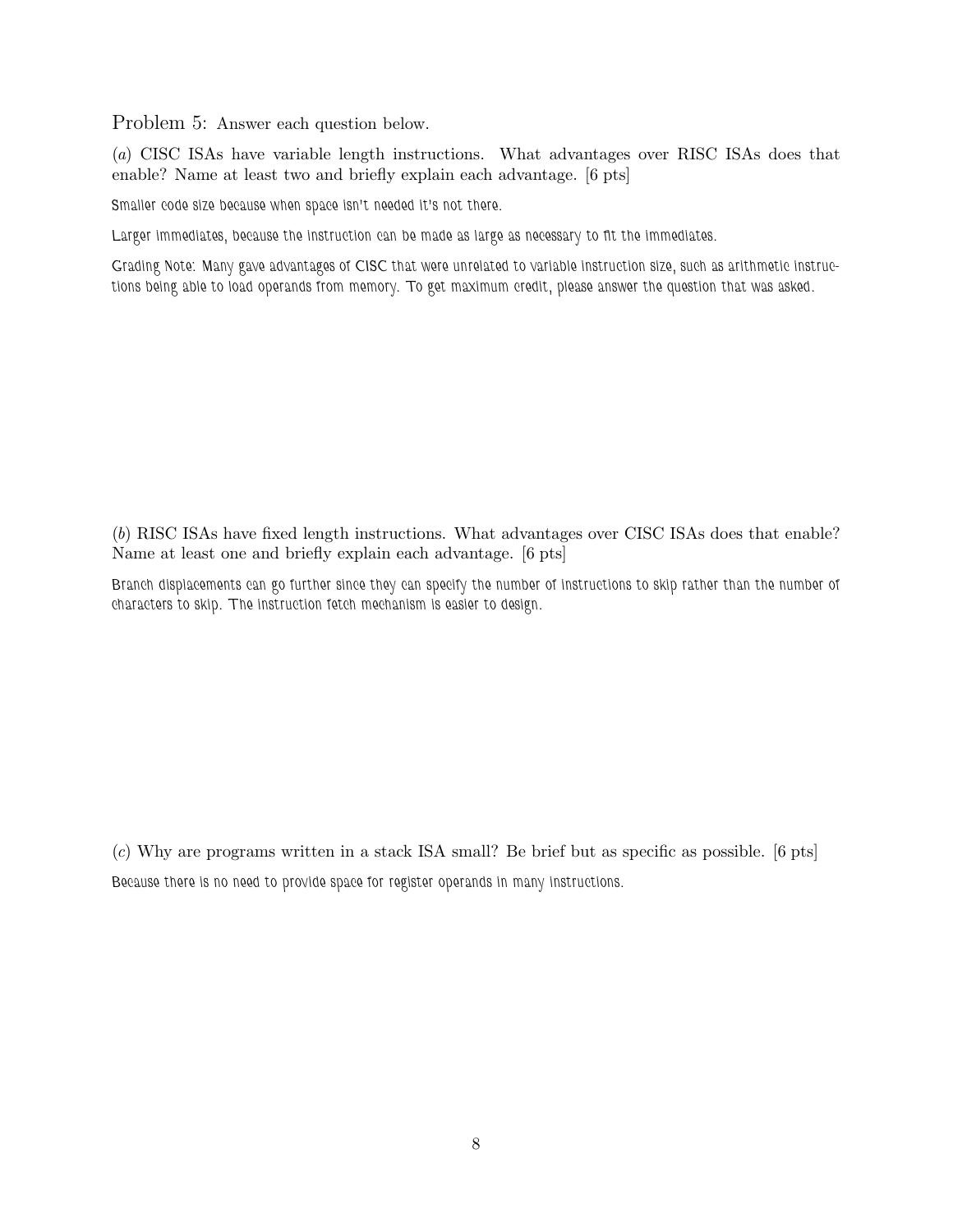Problem 5: Answer each question below.

(*a*) CISC ISAs have variable length instructions. What advantages over RISC ISAs does that enable? Name at least two and briefly explain each advantage. [6 pts]

Smaller code size because when space isn't needed it's not there.

Larger immediates, because the instruction can be made as large as necessary to fit the immediates.

Grading Note: Many gave advantages of CISC that were unrelated to variable instruction size, such as arithmetic instructions being able to load operands from memory. To get maximum credit, please answer the question that was asked.

(*b*) RISC ISAs have fixed length instructions. What advantages over CISC ISAs does that enable? Name at least one and briefly explain each advantage. [6 pts]

Branch displacements can go further since they can specify the number of instructions to skip rather than the number of characters to skip. The instruction fetch mechanism is easier to design.

(*c*) Why are programs written in a stack ISA small? Be brief but as specific as possible. [6 pts]

Because there is no need to provide space for register operands in many instructions.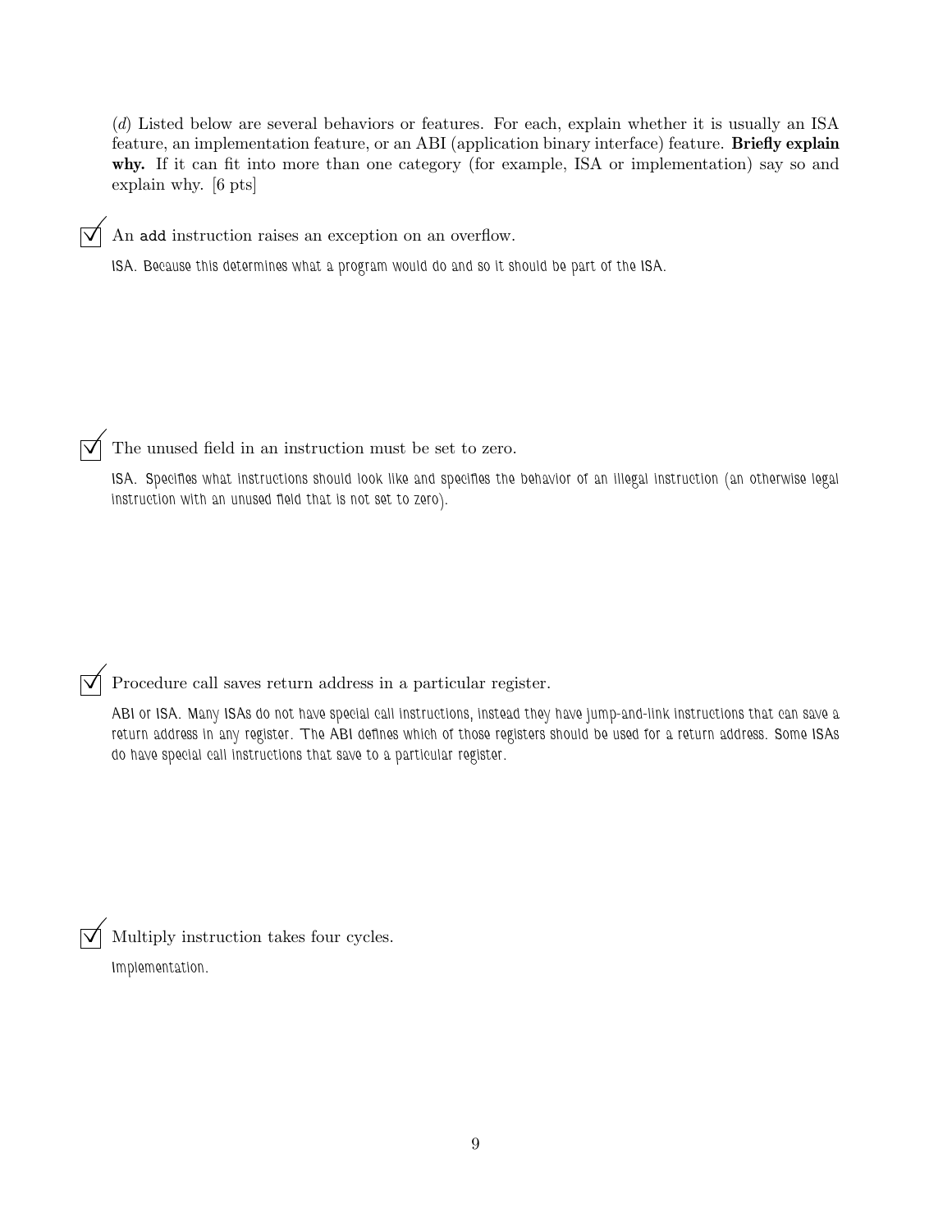(*d*) Listed below are several behaviors or features. For each, explain whether it is usually an ISA feature, an implementation feature, or an ABI (application binary interface) feature. **Briefly explain why.** If it can fit into more than one category (for example, ISA or implementation) say so and explain why. [6 pts]

☑ An add instruction raises an exception on an overflow.

ISA. Because this determines what a program would do and so it should be part of the ISA.

☑ The unused field in an instruction must be set to zero.

ISA. Specifies what instructions should look like and specifies the behavior of an illegal instruction (an otherwise legal instruction with an unused field that is not set to zero).

☑ Procedure call saves return address in a particular register.

ABI or ISA. Many ISAs do not have special call instructions, instead they have jump-and-link instructions that can save a return address in any register. The ABI defines which of those registers should be used for a return address. Some ISAs do have special call instructions that save to a particular register.

☑ Multiply instruction takes four cycles.

Implementation.